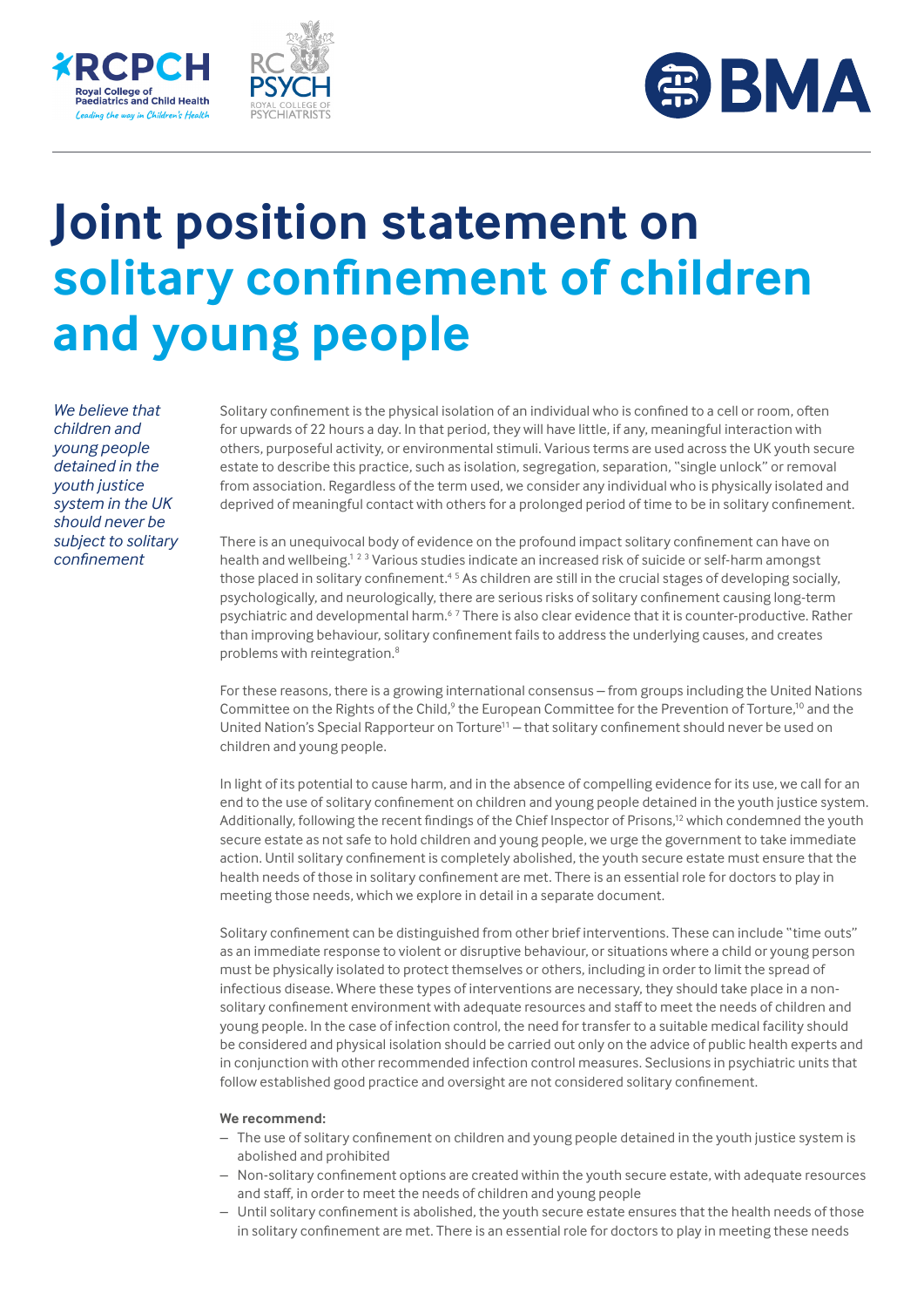# Joint position statement on solitary confinement of children and young people

*We believe that children and young people detained in the youth justice system in the UK should never be subject to solitary confinement*

Solitary confinement is the physical isolation of an individual who is confined to a cell or room, often for upwards of 22 hours a day. In that period, they will have little, if any, meaningful interaction with others, purposeful activity, or environmental stimuli. Various terms are used across the UK youth secure estate to describe this practice, such as isolation, segregation, separation, "single unlock" or removal from association. Regardless of the term used, we consider any individual who is physically isolated and deprived of meaningful contact with others for a prolonged period of time to be in solitary confinement.

There is an unequivocal body of evidence on the profound impact solitary confinement can have on health and wellbeing.[1 2 3] Various studies indicate an increased risk of suicide or self-harm amongst those placed in solitary confinement.[4 5] As children are still in the crucial stages of developing socially, psychologically, and neurologically, there are serious risks of solitary confinement causing long-term psychiatric and developmental harm.[6 7] There is also clear evidence that it is counter-productive. Rather than improving behaviour, solitary confinement fails to address the underlying causes, and creates problems with reintegration.[8]

For these reasons, there is a growing international consensus – from groups including the United Nations Committee on the Rights of the Child,[9] the European Committee for the Prevention of Torture,[10] and the United Nation's Special Rapporteur on Torture[11] – that solitary confinement should never be used on children and young people.

In light of its potential to cause harm, and in the absence of compelling evidence for its use, we call for an end to the use of solitary confinement on children and young people detained in the youth justice system. Additionally, following the recent findings of the Chief Inspector of Prisons,[12] which condemned the youth secure estate as not safe to hold children and young people, we urge the government to take immediate action. Until solitary confinement is completely abolished, the youth secure estate must ensure that the health needs of those in solitary confinement are met. There is an essential role for doctors to play in meeting those needs, which we explore in detail in a separate document.

Solitary confinement can be distinguished from other brief interventions. These can include "time outs" as an immediate response to violent or disruptive behaviour, or situations where a child or young person must be physically isolated to protect themselves or others, including in order to limit the spread of infectious disease. Where these types of interventions are necessary, they should take place in a non-solitary confinement environment with adequate resources and staff to meet the needs of children and young people. In the case of infection control, the need for transfer to a suitable medical facility should be considered and physical isolation should be carried out only on the advice of public health experts and in conjunction with other recommended infection control measures. Seclusions in psychiatric units that follow established good practice and oversight are not considered solitary confinement.

**We recommend:**

- The use of solitary confinement on children and young people detained in the youth justice system is abolished and prohibited
- Non-solitary confinement options are created within the youth secure estate, with adequate resources and staff, in order to meet the needs of children and young people
- Until solitary confinement is abolished, the youth secure estate ensures that the health needs of those in solitary confinement are met. There is an essential role for doctors to play in meeting these needs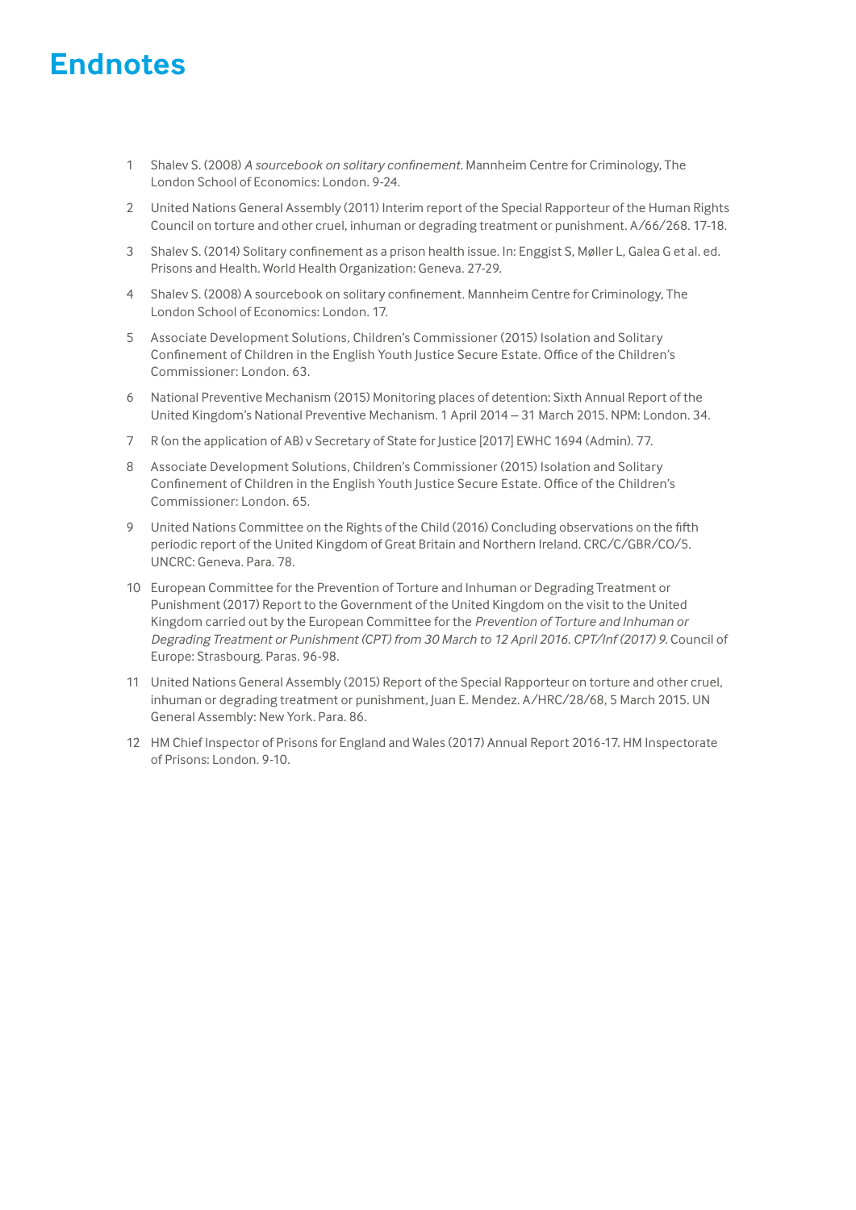# Endnotes

1. Shalev S. (2008) *A sourcebook on solitary confinement*. Mannheim Centre for Criminology, The London School of Economics: London. 9-24.
2. United Nations General Assembly (2011) Interim report of the Special Rapporteur of the Human Rights Council on torture and other cruel, inhuman or degrading treatment or punishment. A/66/268. 17-18.
3. Shalev S. (2014) Solitary confinement as a prison health issue. In: Enggist S, Møller L, Galea G et al. ed. Prisons and Health. World Health Organization: Geneva. 27-29.
4. Shalev S. (2008) A sourcebook on solitary confinement. Mannheim Centre for Criminology, The London School of Economics: London. 17.
5. Associate Development Solutions, Children's Commissioner (2015) Isolation and Solitary Confinement of Children in the English Youth Justice Secure Estate. Office of the Children's Commissioner: London. 63.
6. National Preventive Mechanism (2015) Monitoring places of detention: Sixth Annual Report of the United Kingdom's National Preventive Mechanism. 1 April 2014 – 31 March 2015. NPM: London. 34.
7. R (on the application of AB) v Secretary of State for Justice [2017] EWHC 1694 (Admin). 77.
8. Associate Development Solutions, Children's Commissioner (2015) Isolation and Solitary Confinement of Children in the English Youth Justice Secure Estate. Office of the Children's Commissioner: London. 65.
9. United Nations Committee on the Rights of the Child (2016) Concluding observations on the fifth periodic report of the United Kingdom of Great Britain and Northern Ireland. CRC/C/GBR/CO/5. UNCRC: Geneva. Para. 78.
10. European Committee for the Prevention of Torture and Inhuman or Degrading Treatment or Punishment (2017) Report to the Government of the United Kingdom on the visit to the United Kingdom carried out by the European Committee for the *Prevention of Torture and Inhuman or Degrading Treatment or Punishment (CPT) from 30 March to 12 April 2016. CPT/Inf (2017) 9.* Council of Europe: Strasbourg. Paras. 96-98.
11. United Nations General Assembly (2015) Report of the Special Rapporteur on torture and other cruel, inhuman or degrading treatment or punishment, Juan E. Mendez. A/HRC/28/68, 5 March 2015. UN General Assembly: New York. Para. 86.
12. HM Chief Inspector of Prisons for England and Wales (2017) Annual Report 2016-17. HM Inspectorate of Prisons: London. 9-10.